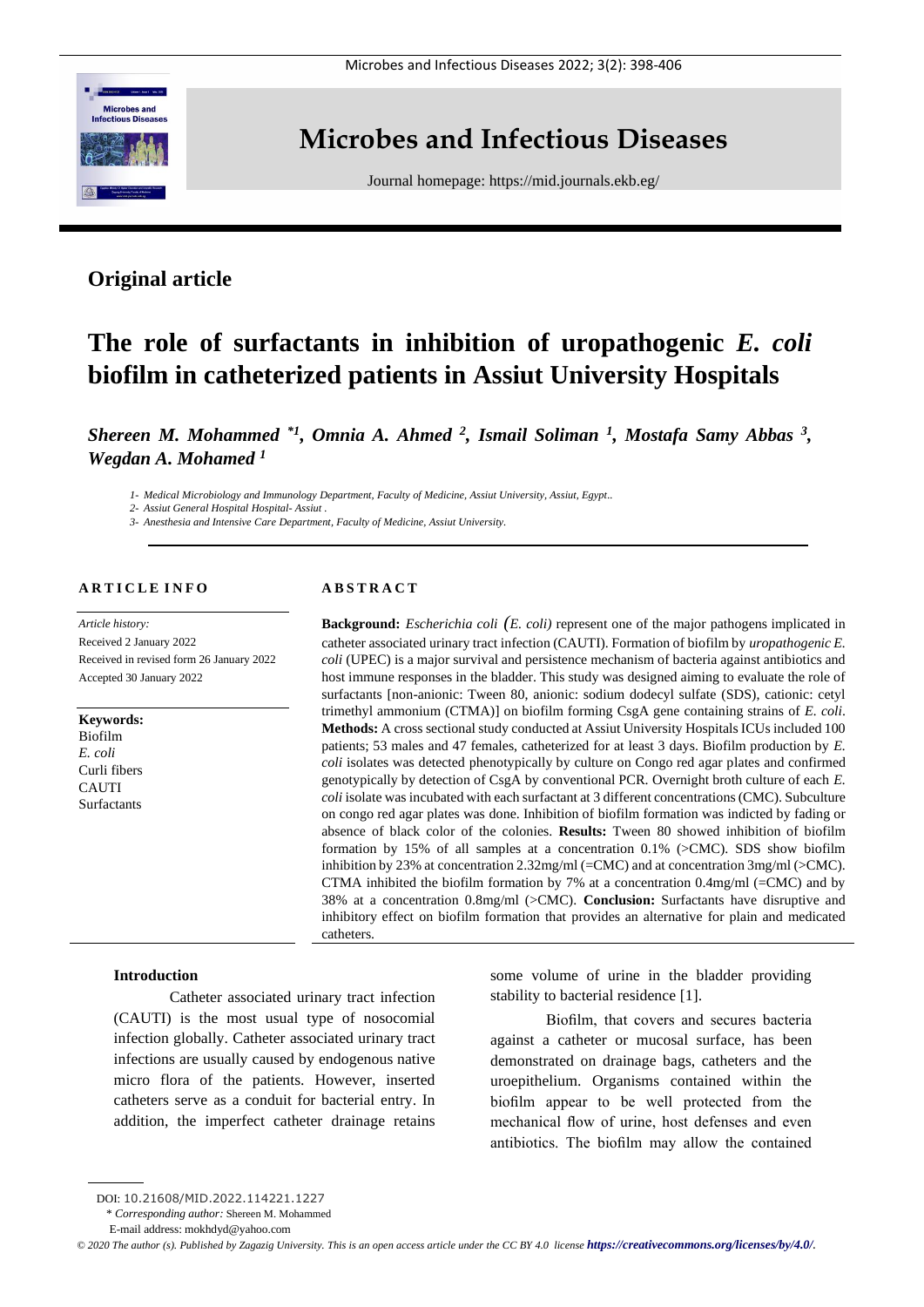# Microbes and Infectious Diseases

Journal homepage: https://mid.journals.ekb.eg/

## Original article

# The role of surfactants in inhibition of uropathogenic *E. coli* biofilm in catheterized patients in Assiut University Hospitals

***Shereen M. Mohammed** [*1], **Omnia A. Ahmed** [2], **Ismail Soliman** [1], **Mostafa Samy Abbas** [3], **Wegdan A. Mohamed** [1]*

*1- Medical Microbiology and Immunology Department, Faculty of Medicine, Assiut University, Assiut, Egypt..*
*2- Assiut General Hospital Hospital- Assiut .*
*3- Anesthesia and Intensive Care Department, Faculty of Medicine, Assiut University.*

**ARTICLE INFO**

*Article history:*
Received 2 January 2022
Received in revised form 26 January 2022
Accepted 30 January 2022

**Keywords:**
Biofilm
*E. coli*
Curli fibers
CAUTI
Surfactants

**ABSTRACT**

**Background:** *Escherichia coli (E. coli)* represent one of the major pathogens implicated in catheter associated urinary tract infection (CAUTI). Formation of biofilm by *uropathogenic E. coli* (UPEC) is a major survival and persistence mechanism of bacteria against antibiotics and host immune responses in the bladder. This study was designed aiming to evaluate the role of surfactants [non-anionic: Tween 80, anionic: sodium dodecyl sulfate (SDS), cationic: cetyl trimethyl ammonium (CTMA)] on biofilm forming CsgA gene containing strains of *E. coli*. **Methods:** A cross sectional study conducted at Assiut University Hospitals ICUs included 100 patients; 53 males and 47 females, catheterized for at least 3 days. Biofilm production by *E. coli* isolates was detected phenotypically by culture on Congo red agar plates and confirmed genotypically by detection of CsgA by conventional PCR. Overnight broth culture of each *E. coli* isolate was incubated with each surfactant at 3 different concentrations (CMC). Subculture on congo red agar plates was done. Inhibition of biofilm formation was indicted by fading or absence of black color of the colonies. **Results:** Tween 80 showed inhibition of biofilm formation by 15% of all samples at a concentration 0.1% (>CMC). SDS show biofilm inhibition by 23% at concentration 2.32mg/ml (=CMC) and at concentration 3mg/ml (>CMC). CTMA inhibited the biofilm formation by 7% at a concentration 0.4mg/ml (=CMC) and by 38% at a concentration 0.8mg/ml (>CMC). **Conclusion:** Surfactants have disruptive and inhibitory effect on biofilm formation that provides an alternative for plain and medicated catheters.

## Introduction

Catheter associated urinary tract infection (CAUTI) is the most usual type of nosocomial infection globally. Catheter associated urinary tract infections are usually caused by endogenous native micro flora of the patients. However, inserted catheters serve as a conduit for bacterial entry. In addition, the imperfect catheter drainage retains some volume of urine in the bladder providing stability to bacterial residence [1].

Biofilm, that covers and secures bacteria against a catheter or mucosal surface, has been demonstrated on drainage bags, catheters and the uroepithelium. Organisms contained within the biofilm appear to be well protected from the mechanical flow of urine, host defenses and even antibiotics. The biofilm may allow the contained

DOI: 10.21608/MID.2022.114221.1227
* *Corresponding author:* Shereen M. Mohammed
E-mail address: mokhdyd@yahoo.com

*© 2020 The author (s). Published by Zagazig University. This is an open access article under the CC BY 4.0 license* ***https://creativecommons.org/licenses/by/4.0/***.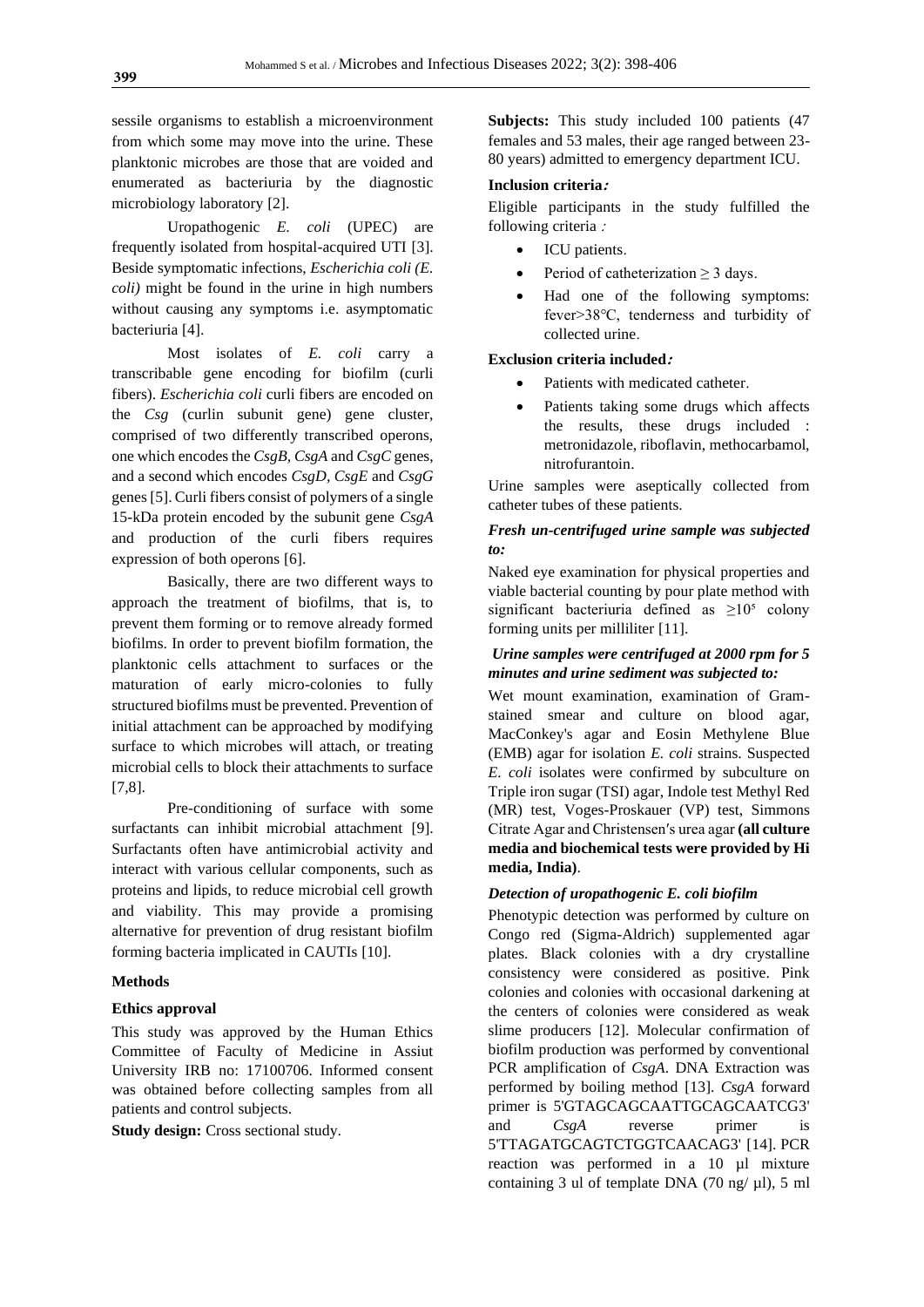sessile organisms to establish a microenvironment from which some may move into the urine. These planktonic microbes are those that are voided and enumerated as bacteriuria by the diagnostic microbiology laboratory [2].

Uropathogenic *E. coli* (UPEC) are frequently isolated from hospital-acquired UTI [3]. Beside symptomatic infections, *Escherichia coli (E. coli)* might be found in the urine in high numbers without causing any symptoms i.e. asymptomatic bacteriuria [4].

Most isolates of *E. coli* carry a transcribable gene encoding for biofilm (curli fibers). *Escherichia coli* curli fibers are encoded on the *Csg* (curlin subunit gene) gene cluster, comprised of two differently transcribed operons, one which encodes the *CsgB, CsgA* and *CsgC* genes, and a second which encodes *CsgD, CsgE* and *CsgG* genes [5]. Curli fibers consist of polymers of a single 15-kDa protein encoded by the subunit gene *CsgA* and production of the curli fibers requires expression of both operons [6].

Basically, there are two different ways to approach the treatment of biofilms, that is, to prevent them forming or to remove already formed biofilms. In order to prevent biofilm formation, the planktonic cells attachment to surfaces or the maturation of early micro-colonies to fully structured biofilms must be prevented. Prevention of initial attachment can be approached by modifying surface to which microbes will attach, or treating microbial cells to block their attachments to surface [7,8].

Pre-conditioning of surface with some surfactants can inhibit microbial attachment [9]. Surfactants often have antimicrobial activity and interact with various cellular components, such as proteins and lipids, to reduce microbial cell growth and viability. This may provide a promising alternative for prevention of drug resistant biofilm forming bacteria implicated in CAUTIs [10].

## Methods

### Ethics approval

This study was approved by the Human Ethics Committee of Faculty of Medicine in Assiut University IRB no: 17100706. Informed consent was obtained before collecting samples from all patients and control subjects.

**Study design:** Cross sectional study.

**Subjects:** This study included 100 patients (47 females and 53 males, their age ranged between 23-80 years) admitted to emergency department ICU.

### Inclusion criteria:

Eligible participants in the study fulfilled the following criteria :

- ICU patients.
- Period of catheterization ≥ 3 days.
- Had one of the following symptoms: fever>38°C, tenderness and turbidity of collected urine.

### Exclusion criteria included:

- Patients with medicated catheter.
- Patients taking some drugs which affects the results, these drugs included : metronidazole, riboflavin, methocarbamol, nitrofurantoin.

Urine samples were aseptically collected from catheter tubes of these patients.

### *Fresh un-centrifuged urine sample was subjected to:*

Naked eye examination for physical properties and viable bacterial counting by pour plate method with significant bacteriuria defined as $\geq 10^5$ colony forming units per milliliter [11].

### *Urine samples were centrifuged at 2000 rpm for 5 minutes and urine sediment was subjected to:*

Wet mount examination, examination of Gram-stained smear and culture on blood agar, MacConkey's agar and Eosin Methylene Blue (EMB) agar for isolation *E. coli* strains. Suspected *E. coli* isolates were confirmed by subculture on Triple iron sugar (TSI) agar, Indole test Methyl Red (MR) test, Voges-Proskauer (VP) test, Simmons Citrate Agar and Christensen′s urea agar **(all culture media and biochemical tests were provided by Hi media, India)**.

### *Detection of uropathogenic E. coli biofilm*

Phenotypic detection was performed by culture on Congo red (Sigma-Aldrich) supplemented agar plates. Black colonies with a dry crystalline consistency were considered as positive. Pink colonies and colonies with occasional darkening at the centers of colonies were considered as weak slime producers [12]. Molecular confirmation of biofilm production was performed by conventional PCR amplification of *CsgA*. DNA Extraction was performed by boiling method [13]. *CsgA* forward primer is 5'GTAGCAGCAATTGCAGCAATCG3' and *CsgA* reverse primer is 5'TTAGATGCAGTCTGGTCAACAG3' [14]. PCR reaction was performed in a 10 µl mixture containing 3 ul of template DNA (70 ng/ µl), 5 ml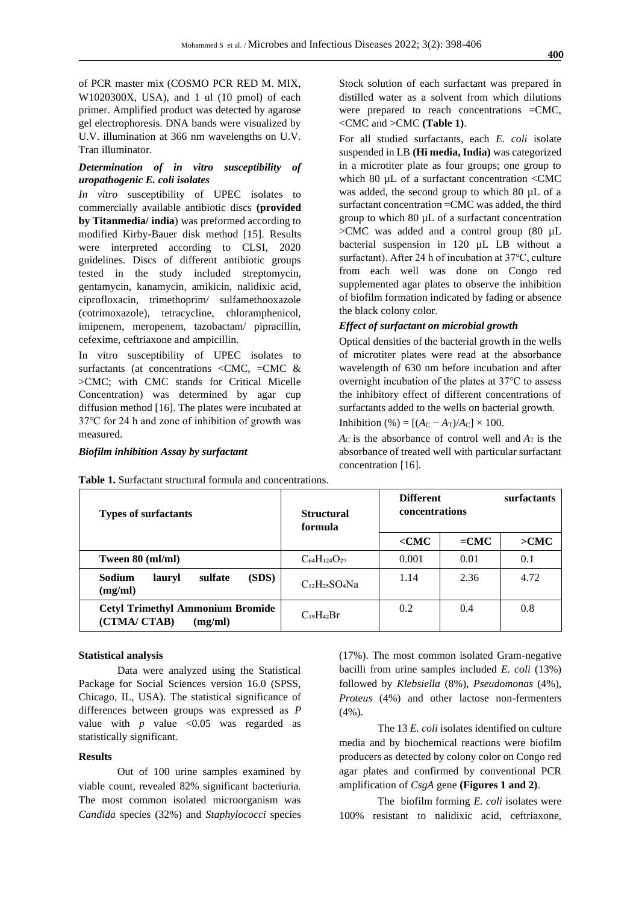of PCR master mix (COSMO PCR RED M. MIX, W1020300X, USA), and 1 ul (10 pmol) of each primer. Amplified product was detected by agarose gel electrophoresis. DNA bands were visualized by U.V. illumination at 366 nm wavelengths on U.V. Tran illuminator.

### *Determination of in vitro susceptibility of uropathogenic E. coli isolates*

*In vitro* susceptibility of UPEC isolates to commercially available antibiotic discs **(provided by Titanmedia/ india**) was preformed according to modified Kirby-Bauer disk method [15]. Results were interpreted according to CLSI, 2020 guidelines. Discs of different antibiotic groups tested in the study included streptomycin, gentamycin, kanamycin, amikicin, nalidixic acid, ciprofloxacin, trimethoprim/ sulfamethooxazole (cotrimoxazole), tetracycline, chloramphenicol, imipenem, meropenem, tazobactam/ pipracillin, cefexime, ceftriaxone and ampicillin.

In vitro susceptibility of UPEC isolates to surfactants (at concentrations <CMC, =CMC & >CMC; with CMC stands for Critical Micelle Concentration) was determined by agar cup diffusion method [16]. The plates were incubated at 37°C for 24 h and zone of inhibition of growth was measured.

### *Biofilm inhibition Assay by surfactant*

Stock solution of each surfactant was prepared in distilled water as a solvent from which dilutions were prepared to reach concentrations =CMC, <CMC and >CMC **(Table 1)**.

For all studied surfactants, each *E. coli* isolate suspended in LB **(Hi media, India)** was categorized in a microtiter plate as four groups; one group to which 80 µL of a surfactant concentration <CMC was added, the second group to which 80 µL of a surfactant concentration =CMC was added, the third group to which 80 µL of a surfactant concentration >CMC was added and a control group (80 µL bacterial suspension in 120 µL LB without a surfactant). After 24 h of incubation at 37°C, culture from each well was done on Congo red supplemented agar plates to observe the inhibition of biofilm formation indicated by fading or absence the black colony color.

### *Effect of surfactant on microbial growth*

Optical densities of the bacterial growth in the wells of microtiter plates were read at the absorbance wavelength of 630 nm before incubation and after overnight incubation of the plates at 37°C to assess the inhibitory effect of different concentrations of surfactants added to the wells on bacterial growth.

Inhibition (%) = $[(A_C - A_T)/A_C] \times 100$.

$A_C$ is the absorbance of control well and $A_T$ is the absorbance of treated well with particular surfactant concentration [16].

**Table 1.** Surfactant structural formula and concentrations.

| Types of surfactants | Structural formula | Different surfactants concentrations | | |
|---|---|---|---|---|
| | | **<CMC** | **=CMC** | **>CMC** |
| **Tween 80 (ml/ml)** | $C_{64}H_{124}O_{27}$ | 0.001 | 0.01 | 0.1 |
| **Sodium lauryl sulfate (SDS) (mg/ml)** | $C_{12}H_{25}SO_4Na$ | 1.14 | 2.36 | 4.72 |
| **Cetyl Trimethyl Ammonium Bromide (CTMA/ CTAB) (mg/ml)** | $C_{19}H_{42}Br$ | 0.2 | 0.4 | 0.8 |

### Statistical analysis

Data were analyzed using the Statistical Package for Social Sciences version 16.0 (SPSS, Chicago, IL, USA). The statistical significance of differences between groups was expressed as *P* value with *p* value <0.05 was regarded as statistically significant.

## Results

Out of 100 urine samples examined by viable count, revealed 82% significant bacteriuria. The most common isolated microorganism was *Candida* species (32%) and *Staphylococci* species (17%). The most common isolated Gram-negative bacilli from urine samples included *E. coli* (13%) followed by *Klebsiella* (8%), *Pseudomonas* (4%), *Proteus* (4%) and other lactose non-fermenters (4%).

The 13 *E. coli* isolates identified on culture media and by biochemical reactions were biofilm producers as detected by colony color on Congo red agar plates and confirmed by conventional PCR amplification of *CsgA* gene **(Figures 1 and 2)**.

The biofilm forming *E. coli* isolates were 100% resistant to nalidixic acid, ceftriaxone,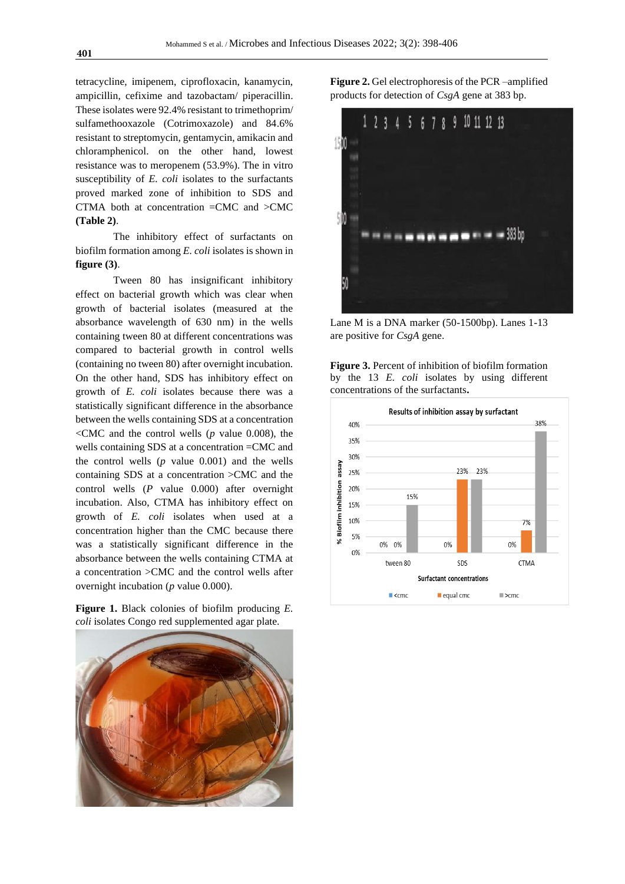tetracycline, imipenem, ciprofloxacin, kanamycin, ampicillin, cefixime and tazobactam/ piperacillin. These isolates were 92.4% resistant to trimethoprim/ sulfamethooxazole (Cotrimoxazole) and 84.6% resistant to streptomycin, gentamycin, amikacin and chloramphenicol. on the other hand, lowest resistance was to meropenem (53.9%). The in vitro susceptibility of *E. coli* isolates to the surfactants proved marked zone of inhibition to SDS and CTMA both at concentration =CMC and >CMC **(Table 2)**.

The inhibitory effect of surfactants on biofilm formation among *E. coli* isolates is shown in **figure (3)**.

Tween 80 has insignificant inhibitory effect on bacterial growth which was clear when growth of bacterial isolates (measured at the absorbance wavelength of 630 nm) in the wells containing tween 80 at different concentrations was compared to bacterial growth in control wells (containing no tween 80) after overnight incubation. On the other hand, SDS has inhibitory effect on growth of *E. coli* isolates because there was a statistically significant difference in the absorbance between the wells containing SDS at a concentration <CMC and the control wells (*p* value 0.008), the wells containing SDS at a concentration =CMC and the control wells (*p* value 0.001) and the wells containing SDS at a concentration >CMC and the control wells (*P* value 0.000) after overnight incubation. Also, CTMA has inhibitory effect on growth of *E. coli* isolates when used at a concentration higher than the CMC because there was a statistically significant difference in the absorbance between the wells containing CTMA at a concentration >CMC and the control wells after overnight incubation (*p* value 0.000).

**Figure 1.** Black colonies of biofilm producing *E. coli* isolates Congo red supplemented agar plate.

**Figure 2.** Gel electrophoresis of the PCR –amplified products for detection of *CsgA* gene at 383 bp.

Lane M is a DNA marker (50-1500bp). Lanes 1-13 are positive for *CsgA* gene.

**Figure 3.** Percent of inhibition of biofilm formation by the 13 *E. coli* isolates by using different concentrations of the surfactants**.**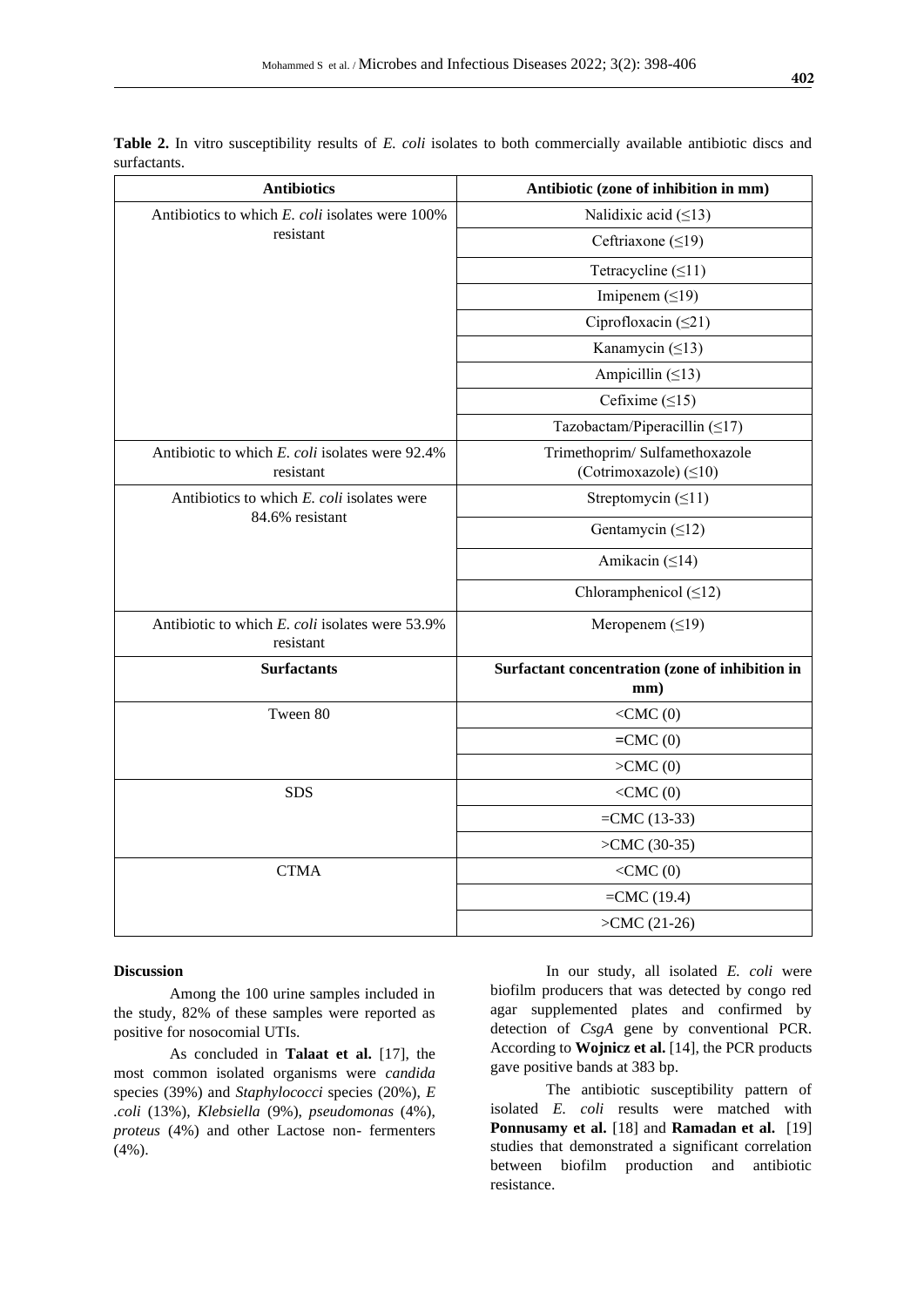**Table 2.** In vitro susceptibility results of *E. coli* isolates to both commercially available antibiotic discs and surfactants.

| Antibiotics | Antibiotic (zone of inhibition in mm) |
|---|---|
| Antibiotics to which *E. coli* isolates were 100% resistant | Nalidixic acid (≤13) |
| | Ceftriaxone (≤19) |
| | Tetracycline (≤11) |
| | Imipenem (≤19) |
| | Ciprofloxacin (≤21) |
| | Kanamycin (≤13) |
| | Ampicillin (≤13) |
| | Cefixime (≤15) |
| | Tazobactam/Piperacillin (≤17) |
| Antibiotic to which *E. coli* isolates were 92.4% resistant | Trimethoprim/ Sulfamethoxazole (Cotrimoxazole) (≤10) |
| Antibiotics to which *E. coli* isolates were 84.6% resistant | Streptomycin (≤11) |
| | Gentamycin (≤12) |
| | Amikacin (≤14) |
| | Chloramphenicol (≤12) |
| Antibiotic to which *E. coli* isolates were 53.9% resistant | Meropenem (≤19) |
| **Surfactants** | **Surfactant concentration (zone of inhibition in mm)** |
| Tween 80 | <CMC (0) |
| | **=**CMC (0) |
| | >CMC (0) |
| SDS | <CMC (0) |
| | =CMC (13-33) |
| | >CMC (30-35) |
| CTMA | <CMC (0) |
| | =CMC (19.4) |
| | >CMC (21-26) |

## Discussion

Among the 100 urine samples included in the study, 82% of these samples were reported as positive for nosocomial UTIs.

As concluded in **Talaat et al.** [17], the most common isolated organisms were *candida* species (39%) and *Staphylococci* species (20%), *E .coli* (13%), *Klebsiella* (9%), *pseudomonas* (4%), *proteus* (4%) and other Lactose non- fermenters (4%).

In our study, all isolated *E. coli* were biofilm producers that was detected by congo red agar supplemented plates and confirmed by detection of *CsgA* gene by conventional PCR. According to **Wojnicz et al.** [14], the PCR products gave positive bands at 383 bp.

The antibiotic susceptibility pattern of isolated *E. coli* results were matched with **Ponnusamy et al.** [18] and **Ramadan et al.** [19] studies that demonstrated a significant correlation between biofilm production and antibiotic resistance.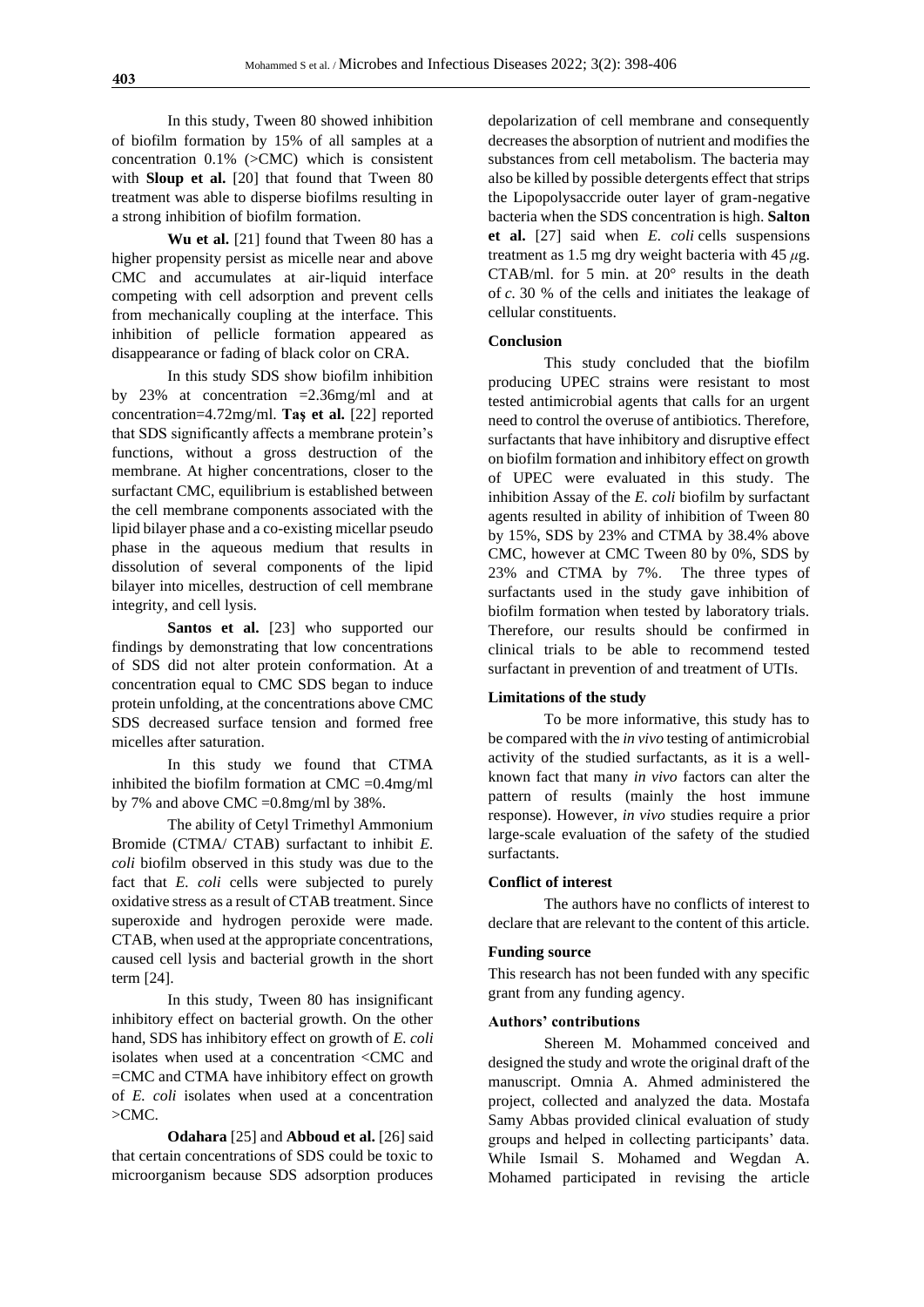In this study, Tween 80 showed inhibition of biofilm formation by 15% of all samples at a concentration 0.1% (>CMC) which is consistent with **Sloup et al.** [20] that found that Tween 80 treatment was able to disperse biofilms resulting in a strong inhibition of biofilm formation.

**Wu et al.** [21] found that Tween 80 has a higher propensity persist as micelle near and above CMC and accumulates at air-liquid interface competing with cell adsorption and prevent cells from mechanically coupling at the interface. This inhibition of pellicle formation appeared as disappearance or fading of black color on CRA.

In this study SDS show biofilm inhibition by 23% at concentration =2.36mg/ml and at concentration=4.72mg/ml. **Taş et al.** [22] reported that SDS significantly affects a membrane protein's functions, without a gross destruction of the membrane. At higher concentrations, closer to the surfactant CMC, equilibrium is established between the cell membrane components associated with the lipid bilayer phase and a co-existing micellar pseudo phase in the aqueous medium that results in dissolution of several components of the lipid bilayer into micelles, destruction of cell membrane integrity, and cell lysis.

**Santos et al.** [23] who supported our findings by demonstrating that low concentrations of SDS did not alter protein conformation. At a concentration equal to CMC SDS began to induce protein unfolding, at the concentrations above CMC SDS decreased surface tension and formed free micelles after saturation.

In this study we found that CTMA inhibited the biofilm formation at CMC =0.4mg/ml by 7% and above CMC =0.8mg/ml by 38%.

The ability of Cetyl Trimethyl Ammonium Bromide (CTMA/ CTAB) surfactant to inhibit *E. coli* biofilm observed in this study was due to the fact that *E. coli* cells were subjected to purely oxidative stress as a result of CTAB treatment. Since superoxide and hydrogen peroxide were made. CTAB, when used at the appropriate concentrations, caused cell lysis and bacterial growth in the short term [24].

In this study, Tween 80 has insignificant inhibitory effect on bacterial growth. On the other hand, SDS has inhibitory effect on growth of *E. coli* isolates when used at a concentration <CMC and =CMC and CTMA have inhibitory effect on growth of *E. coli* isolates when used at a concentration >CMC.

**Odahara** [25] and **Abboud et al.** [26] said that certain concentrations of SDS could be toxic to microorganism because SDS adsorption produces depolarization of cell membrane and consequently decreases the absorption of nutrient and modifies the substances from cell metabolism. The bacteria may also be killed by possible detergents effect that strips the Lipopolysaccride outer layer of gram-negative bacteria when the SDS concentration is high. **Salton et al.** [27] said when *E. coli* cells suspensions treatment as 1.5 mg dry weight bacteria with 45 $\mu$g. CTAB/ml. for 5 min. at 20° results in the death of *c.* 30 % of the cells and initiates the leakage of cellular constituents.

## Conclusion

This study concluded that the biofilm producing UPEC strains were resistant to most tested antimicrobial agents that calls for an urgent need to control the overuse of antibiotics. Therefore, surfactants that have inhibitory and disruptive effect on biofilm formation and inhibitory effect on growth of UPEC were evaluated in this study. The inhibition Assay of the *E. coli* biofilm by surfactant agents resulted in ability of inhibition of Tween 80 by 15%, SDS by 23% and CTMA by 38.4% above CMC, however at CMC Tween 80 by 0%, SDS by 23% and CTMA by 7%. The three types of surfactants used in the study gave inhibition of biofilm formation when tested by laboratory trials. Therefore, our results should be confirmed in clinical trials to be able to recommend tested surfactant in prevention of and treatment of UTIs.

## Limitations of the study

To be more informative, this study has to be compared with the *in vivo* testing of antimicrobial activity of the studied surfactants, as it is a well-known fact that many *in vivo* factors can alter the pattern of results (mainly the host immune response). However, *in vivo* studies require a prior large-scale evaluation of the safety of the studied surfactants.

## Conflict of interest

The authors have no conflicts of interest to declare that are relevant to the content of this article.

## Funding source

This research has not been funded with any specific grant from any funding agency.

## Authors' contributions

Shereen M. Mohammed conceived and designed the study and wrote the original draft of the manuscript. Omnia A. Ahmed administered the project, collected and analyzed the data. Mostafa Samy Abbas provided clinical evaluation of study groups and helped in collecting participants' data. While Ismail S. Mohamed and Wegdan A. Mohamed participated in revising the article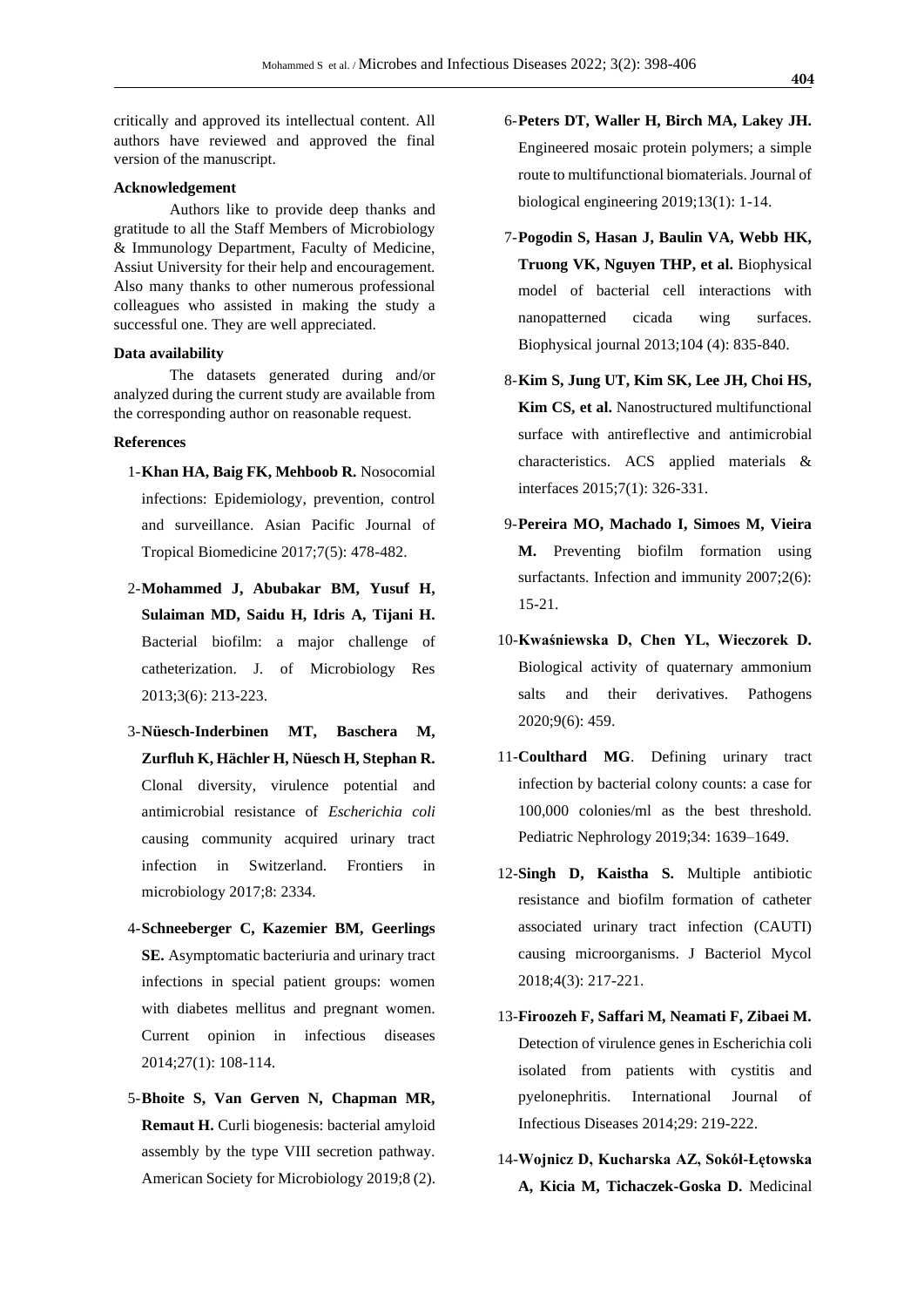critically and approved its intellectual content. All authors have reviewed and approved the final version of the manuscript.

**Acknowledgement**

Authors like to provide deep thanks and gratitude to all the Staff Members of Microbiology & Immunology Department, Faculty of Medicine, Assiut University for their help and encouragement. Also many thanks to other numerous professional colleagues who assisted in making the study a successful one. They are well appreciated.

**Data availability**

The datasets generated during and/or analyzed during the current study are available from the corresponding author on reasonable request.

**References**

1- **Khan HA, Baig FK, Mehboob R.** Nosocomial infections: Epidemiology, prevention, control and surveillance. Asian Pacific Journal of Tropical Biomedicine 2017;7(5): 478-482.

2- **Mohammed J, Abubakar BM, Yusuf H, Sulaiman MD, Saidu H, Idris A, Tijani H.** Bacterial biofilm: a major challenge of catheterization. J. of Microbiology Res 2013;3(6): 213-223.

3- **Nüesch-Inderbinen MT, Baschera M, Zurfluh K, Hächler H, Nüesch H, Stephan R.** Clonal diversity, virulence potential and antimicrobial resistance of *Escherichia coli* causing community acquired urinary tract infection in Switzerland. Frontiers in microbiology 2017;8: 2334.

4- **Schneeberger C, Kazemier BM, Geerlings SE.** Asymptomatic bacteriuria and urinary tract infections in special patient groups: women with diabetes mellitus and pregnant women. Current opinion in infectious diseases 2014;27(1): 108-114.

5- **Bhoite S, Van Gerven N, Chapman MR, Remaut H.** Curli biogenesis: bacterial amyloid assembly by the type VIII secretion pathway. American Society for Microbiology 2019;8 (2).

6- **Peters DT, Waller H, Birch MA, Lakey JH.** Engineered mosaic protein polymers; a simple route to multifunctional biomaterials. Journal of biological engineering 2019;13(1): 1-14.

7- **Pogodin S, Hasan J, Baulin VA, Webb HK, Truong VK, Nguyen THP, et al.** Biophysical model of bacterial cell interactions with nanopatterned cicada wing surfaces. Biophysical journal 2013;104 (4): 835-840.

8- **Kim S, Jung UT, Kim SK, Lee JH, Choi HS, Kim CS, et al.** Nanostructured multifunctional surface with antireflective and antimicrobial characteristics. ACS applied materials & interfaces 2015;7(1): 326-331.

9- **Pereira MO, Machado I, Simoes M, Vieira M.** Preventing biofilm formation using surfactants. Infection and immunity 2007;2(6): 15-21.

10- **Kwaśniewska D, Chen YL, Wieczorek D.** Biological activity of quaternary ammonium salts and their derivatives. Pathogens 2020;9(6): 459.

11- **Coulthard MG**. Defining urinary tract infection by bacterial colony counts: a case for 100,000 colonies/ml as the best threshold. Pediatric Nephrology 2019;34: 1639–1649.

12- **Singh D, Kaistha S.** Multiple antibiotic resistance and biofilm formation of catheter associated urinary tract infection (CAUTI) causing microorganisms. J Bacteriol Mycol 2018;4(3): 217-221.

13- **Firoozeh F, Saffari M, Neamati F, Zibaei M.** Detection of virulence genes in Escherichia coli isolated from patients with cystitis and pyelonephritis. International Journal of Infectious Diseases 2014;29: 219-222.

14- **Wojnicz D, Kucharska AZ, Sokół-Łętowska A, Kicia M, Tichaczek-Goska D.** Medicinal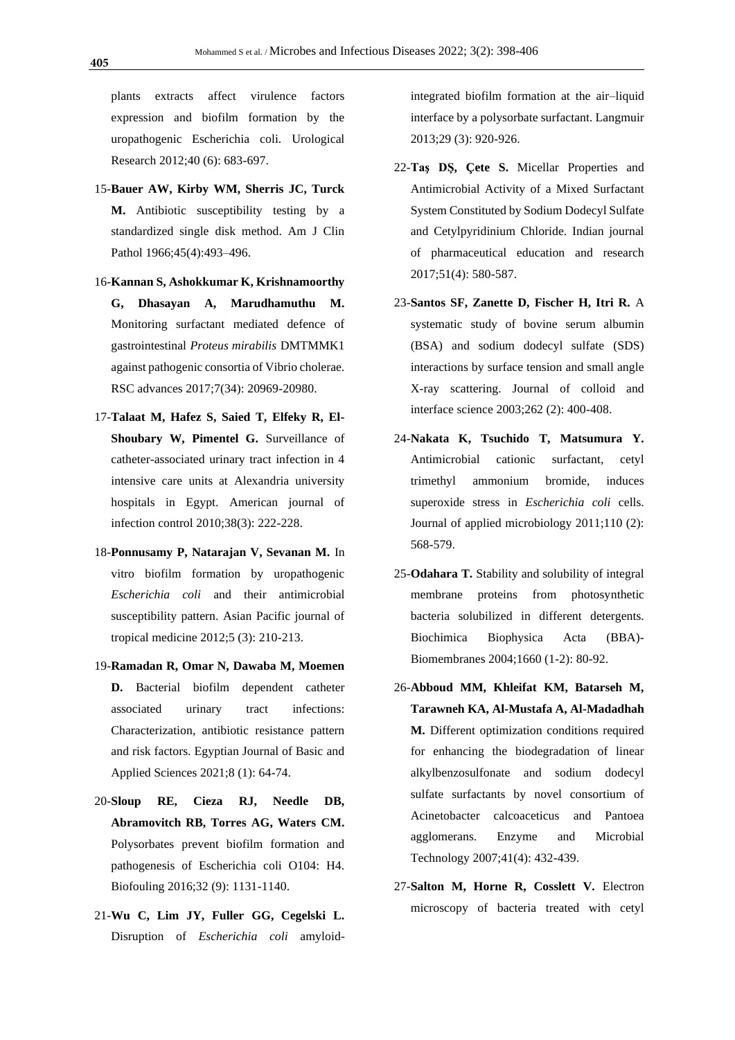plants extracts affect virulence factors expression and biofilm formation by the uropathogenic Escherichia coli. Urological Research 2012;40 (6): 683-697.

15-**Bauer AW, Kirby WM, Sherris JC, Turck M.** Antibiotic susceptibility testing by a standardized single disk method. Am J Clin Pathol 1966;45(4):493–496.

16-**Kannan S, Ashokkumar K, Krishnamoorthy G, Dhasayan A, Marudhamuthu M.** Monitoring surfactant mediated defence of gastrointestinal *Proteus mirabilis* DMTMMK1 against pathogenic consortia of Vibrio cholerae. RSC advances 2017;7(34): 20969-20980.

17-**Talaat M, Hafez S, Saied T, Elfeky R, El-Shoubary W, Pimentel G.** Surveillance of catheter-associated urinary tract infection in 4 intensive care units at Alexandria university hospitals in Egypt. American journal of infection control 2010;38(3): 222-228.

18-**Ponnusamy P, Natarajan V, Sevanan M.** In vitro biofilm formation by uropathogenic *Escherichia coli* and their antimicrobial susceptibility pattern. Asian Pacific journal of tropical medicine 2012;5 (3): 210-213.

19-**Ramadan R, Omar N, Dawaba M, Moemen D.** Bacterial biofilm dependent catheter associated urinary tract infections: Characterization, antibiotic resistance pattern and risk factors. Egyptian Journal of Basic and Applied Sciences 2021;8 (1): 64-74.

20-**Sloup RE, Cieza RJ, Needle DB, Abramovitch RB, Torres AG, Waters CM.** Polysorbates prevent biofilm formation and pathogenesis of Escherichia coli O104: H4. Biofouling 2016;32 (9): 1131-1140.

21-**Wu C, Lim JY, Fuller GG, Cegelski L.** Disruption of *Escherichia coli* amyloid-integrated biofilm formation at the air–liquid interface by a polysorbate surfactant. Langmuir 2013;29 (3): 920-926.

22-**Taş DŞ, Çete S.** Micellar Properties and Antimicrobial Activity of a Mixed Surfactant System Constituted by Sodium Dodecyl Sulfate and Cetylpyridinium Chloride. Indian journal of pharmaceutical education and research 2017;51(4): 580-587.

23-**Santos SF, Zanette D, Fischer H, Itri R.** A systematic study of bovine serum albumin (BSA) and sodium dodecyl sulfate (SDS) interactions by surface tension and small angle X-ray scattering. Journal of colloid and interface science 2003;262 (2): 400-408.

24-**Nakata K, Tsuchido T, Matsumura Y.** Antimicrobial cationic surfactant, cetyl trimethyl ammonium bromide, induces superoxide stress in *Escherichia coli* cells. Journal of applied microbiology 2011;110 (2): 568-579.

25-**Odahara T.** Stability and solubility of integral membrane proteins from photosynthetic bacteria solubilized in different detergents. Biochimica Biophysica Acta (BBA)-Biomembranes 2004;1660 (1-2): 80-92.

26-**Abboud MM, Khleifat KM, Batarseh M, Tarawneh KA, Al-Mustafa A, Al-Madadhah M.** Different optimization conditions required for enhancing the biodegradation of linear alkylbenzosulfonate and sodium dodecyl sulfate surfactants by novel consortium of Acinetobacter calcoaceticus and Pantoea agglomerans. Enzyme and Microbial Technology 2007;41(4): 432-439.

27-**Salton M, Horne R, Cosslett V.** Electron microscopy of bacteria treated with cetyl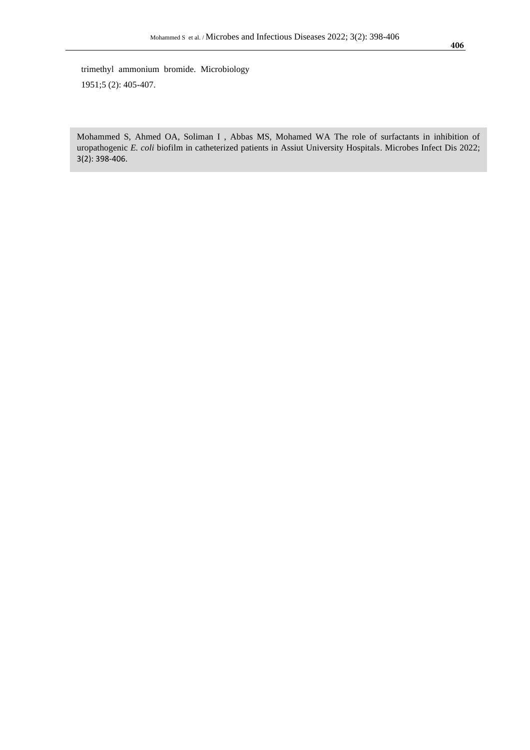trimethyl ammonium bromide. Microbiology 1951;5 (2): 405-407.

Mohammed S, Ahmed OA, Soliman I , Abbas MS, Mohamed WA The role of surfactants in inhibition of uropathogenic *E. coli* biofilm in catheterized patients in Assiut University Hospitals. Microbes Infect Dis 2022; 3(2): 398-406.